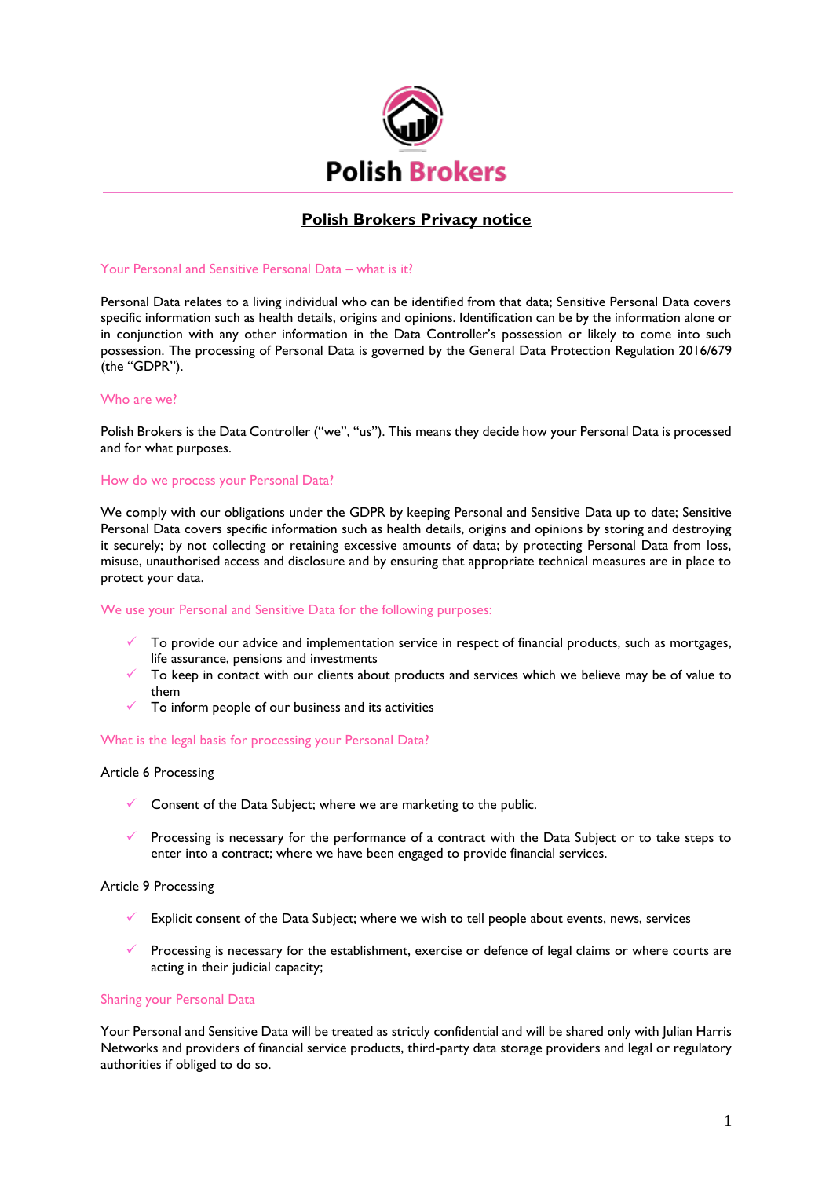Polish Brokers

# Polish Brokers Privacy notice

## Your Personal and Sensitive Personal Data – what is it?

Personal Data relates to a living individual who can be identified from that data; Sensitive Personal Data covers specific information such as health details, origins and opinions. Identification can be by the information alone or in conjunction with any other information in the Data Controller's possession or likely to come into such possession. The processing of Personal Data is governed by the General Data Protection Regulation 2016/679 (the "GDPR").

## Who are we?

Polish Brokers is the Data Controller ("we", "us"). This means they decide how your Personal Data is processed and for what purposes.

## How do we process your Personal Data?

We comply with our obligations under the GDPR by keeping Personal and Sensitive Data up to date; Sensitive Personal Data covers specific information such as health details, origins and opinions by storing and destroying it securely; by not collecting or retaining excessive amounts of data; by protecting Personal Data from loss, misuse, unauthorised access and disclosure and by ensuring that appropriate technical measures are in place to protect your data.

## We use your Personal and Sensitive Data for the following purposes:

- ✓ To provide our advice and implementation service in respect of financial products, such as mortgages, life assurance, pensions and investments
- ✓ To keep in contact with our clients about products and services which we believe may be of value to them
- ✓ To inform people of our business and its activities

## What is the legal basis for processing your Personal Data?

Article 6 Processing

- ✓ Consent of the Data Subject; where we are marketing to the public.
- ✓ Processing is necessary for the performance of a contract with the Data Subject or to take steps to enter into a contract; where we have been engaged to provide financial services.

Article 9 Processing

- ✓ Explicit consent of the Data Subject; where we wish to tell people about events, news, services
- ✓ Processing is necessary for the establishment, exercise or defence of legal claims or where courts are acting in their judicial capacity;

## Sharing your Personal Data

Your Personal and Sensitive Data will be treated as strictly confidential and will be shared only with Julian Harris Networks and providers of financial service products, third-party data storage providers and legal or regulatory authorities if obliged to do so.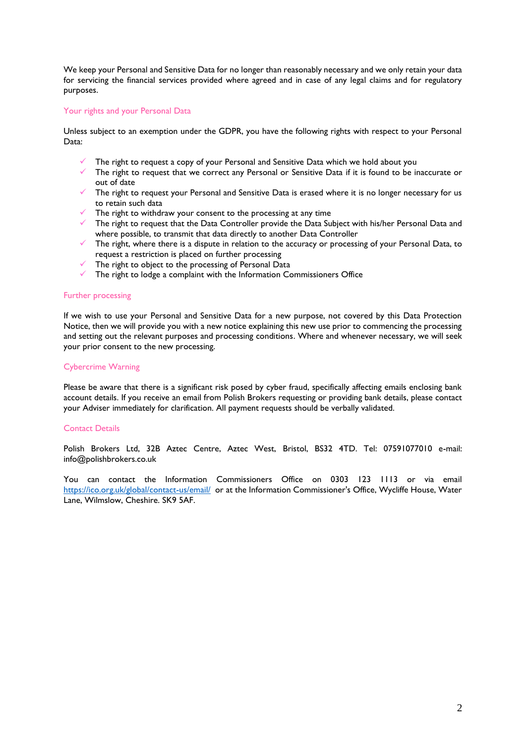We keep your Personal and Sensitive Data for no longer than reasonably necessary and we only retain your data for servicing the financial services provided where agreed and in case of any legal claims and for regulatory purposes.

## Your rights and your Personal Data

Unless subject to an exemption under the GDPR, you have the following rights with respect to your Personal Data:

- The right to request a copy of your Personal and Sensitive Data which we hold about you
- The right to request that we correct any Personal or Sensitive Data if it is found to be inaccurate or out of date
- The right to request your Personal and Sensitive Data is erased where it is no longer necessary for us to retain such data
- The right to withdraw your consent to the processing at any time
- The right to request that the Data Controller provide the Data Subject with his/her Personal Data and where possible, to transmit that data directly to another Data Controller
- The right, where there is a dispute in relation to the accuracy or processing of your Personal Data, to request a restriction is placed on further processing
- The right to object to the processing of Personal Data
- The right to lodge a complaint with the Information Commissioners Office

## Further processing

If we wish to use your Personal and Sensitive Data for a new purpose, not covered by this Data Protection Notice, then we will provide you with a new notice explaining this new use prior to commencing the processing and setting out the relevant purposes and processing conditions. Where and whenever necessary, we will seek your prior consent to the new processing.

## Cybercrime Warning

Please be aware that there is a significant risk posed by cyber fraud, specifically affecting emails enclosing bank account details. If you receive an email from Polish Brokers requesting or providing bank details, please contact your Adviser immediately for clarification. All payment requests should be verbally validated.

## Contact Details

Polish Brokers Ltd, 32B Aztec Centre, Aztec West, Bristol, BS32 4TD. Tel: 07591077010 e-mail: info@polishbrokers.co.uk

You can contact the Information Commissioners Office on 0303 123 1113 or via email https://ico.org.uk/global/contact-us/email/ or at the Information Commissioner's Office, Wycliffe House, Water Lane, Wilmslow, Cheshire. SK9 5AF.